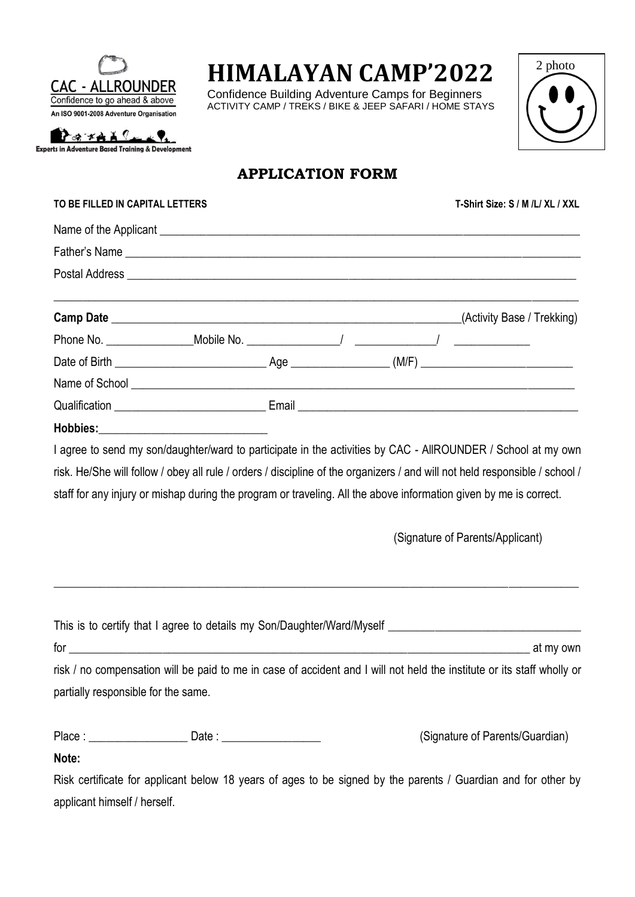CAC - ALLROUNDER
Confidence to go ahead & above
An ISO 9001-2008 Adventure Organisation
Experts in Adventure Based Training & Development

# HIMALAYAN CAMP'2022

Confidence Building Adventure Camps for Beginners
ACTIVITY CAMP / TREKS / BIKE & JEEP SAFARI / HOME STAYS

2 photo

## APPLICATION FORM

**TO BE FILLED IN CAPITAL LETTERS** **T-Shirt Size: S / M /L/ XL / XXL**

Name of the Applicant ______________________________________________________________

Father's Name ______________________________________________________________

Postal Address ______________________________________________________________

______________________________________________________________

**Camp Date** _______________________________________________(Activity Base / Trekking)

Phone No. _______________Mobile No. _______________/ _____________/ _____________

Date of Birth _________________________ Age ________________ (M/F) _________________________

Name of School ______________________________________________________________

Qualification _________________________ Email ______________________________________________

**Hobbies:**_____________________________

I agree to send my son/daughter/ward to participate in the activities by CAC - AllROUNDER / School at my own risk. He/She will follow / obey all rule / orders / discipline of the organizers / and will not held responsible / school / staff for any injury or mishap during the program or traveling. All the above information given by me is correct.

(Signature of Parents/Applicant)

______________________________________________________________

This is to certify that I agree to details my Son/Daughter/Ward/Myself _________________________________

for ______________________________________________________________________ at my own risk / no compensation will be paid to me in case of accident and I will not held the institute or its staff wholly or partially responsible for the same.

Place : _________________ Date : _________________ (Signature of Parents/Guardian)

**Note:**

Risk certificate for applicant below 18 years of ages to be signed by the parents / Guardian and for other by applicant himself / herself.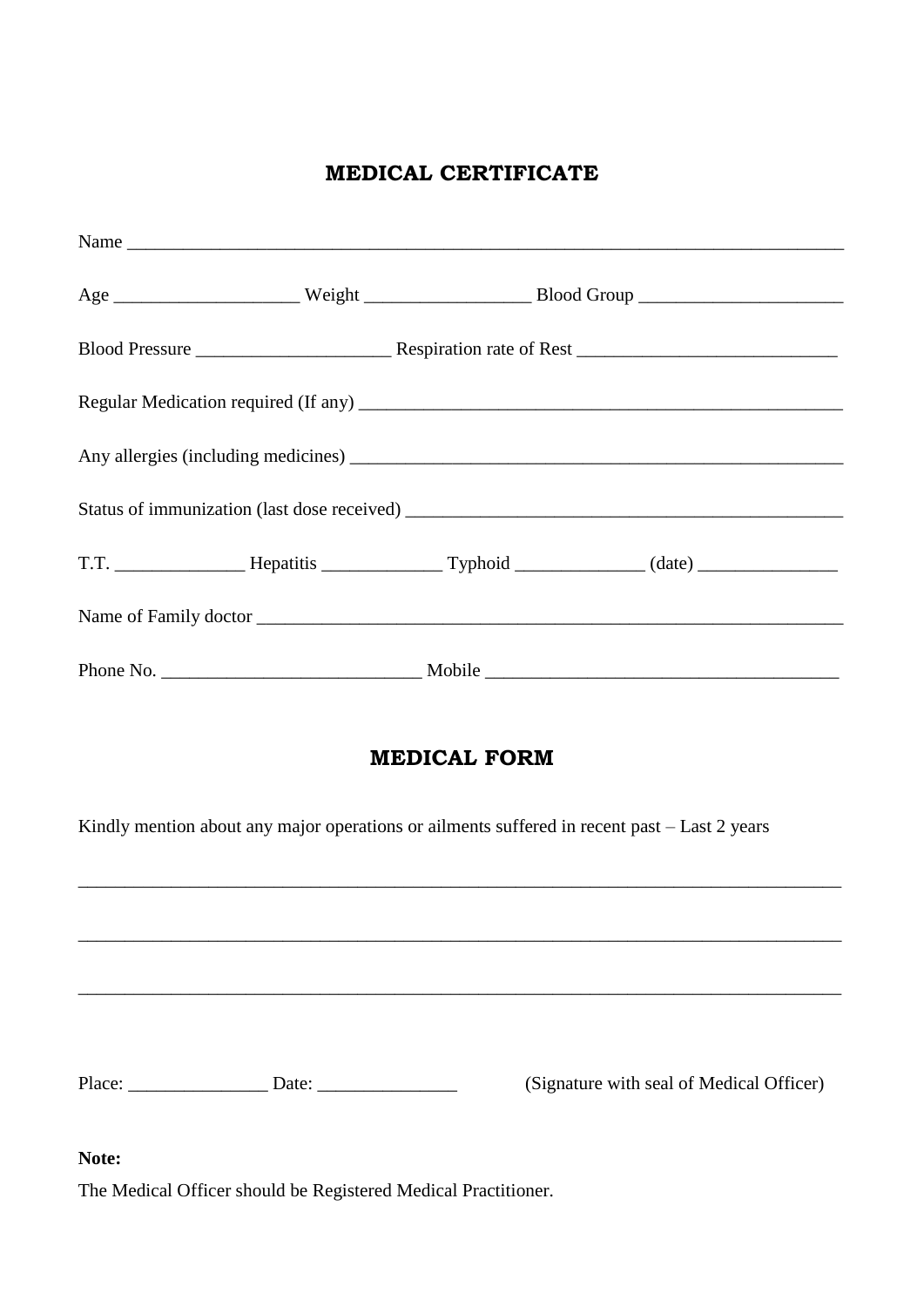## MEDICAL CERTIFICATE

Name ______________________________________________________________________________

Age ____________________ Weight __________________ Blood Group ______________________

Blood Pressure _____________________ Respiration rate of Rest ____________________________

Regular Medication required (If any) ______________________________________________________

Any allergies (including medicines) _______________________________________________________

Status of immunization (last dose received) _________________________________________________

T.T. ______________ Hepatitis _____________ Typhoid ______________ (date) _______________

Name of Family doctor ________________________________________________________________

Phone No. ____________________________ Mobile ______________________________________

## MEDICAL FORM

Kindly mention about any major operations or ailments suffered in recent past – Last 2 years

___________________________________________________________________________________

___________________________________________________________________________________

___________________________________________________________________________________

Place: _______________ Date: _______________ (Signature with seal of Medical Officer)

**Note:**

The Medical Officer should be Registered Medical Practitioner.